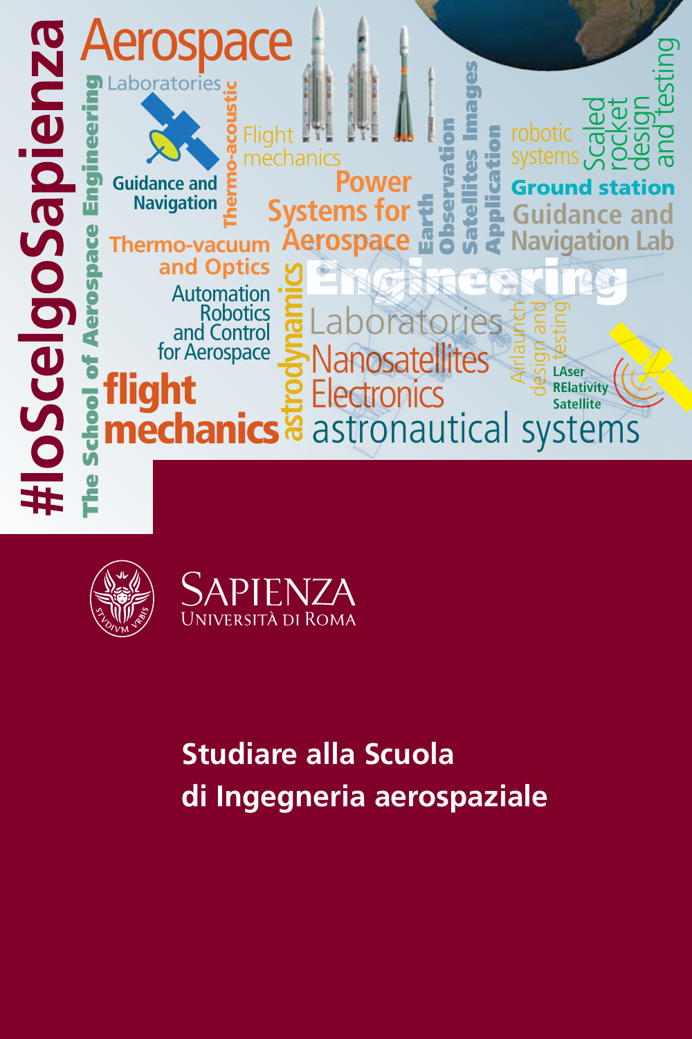#IoScelgoSapienza

The School of Aerospace Engineering

Aerospace

Laboratories

Guidance and Navigation

Thermo-acoustic

Flight mechanics

Power Systems for Aerospace

Earth Observation Satellites Images Application

robotic systems

Scaled rocket design and testing

Ground station

Guidance and Navigation Lab

Thermo-vacuum and Optics

Automation Robotics and Control for Aerospace

astrodynamics

Engineering

Laboratories

Nanosatellites

Electronics

Airlaunch design and testing

LAser RElativity Satellite

flight mechanics

astronautical systems

SAPIENZA
UNIVERSITÀ DI ROMA

**Studiare alla Scuola di Ingegneria aerospaziale**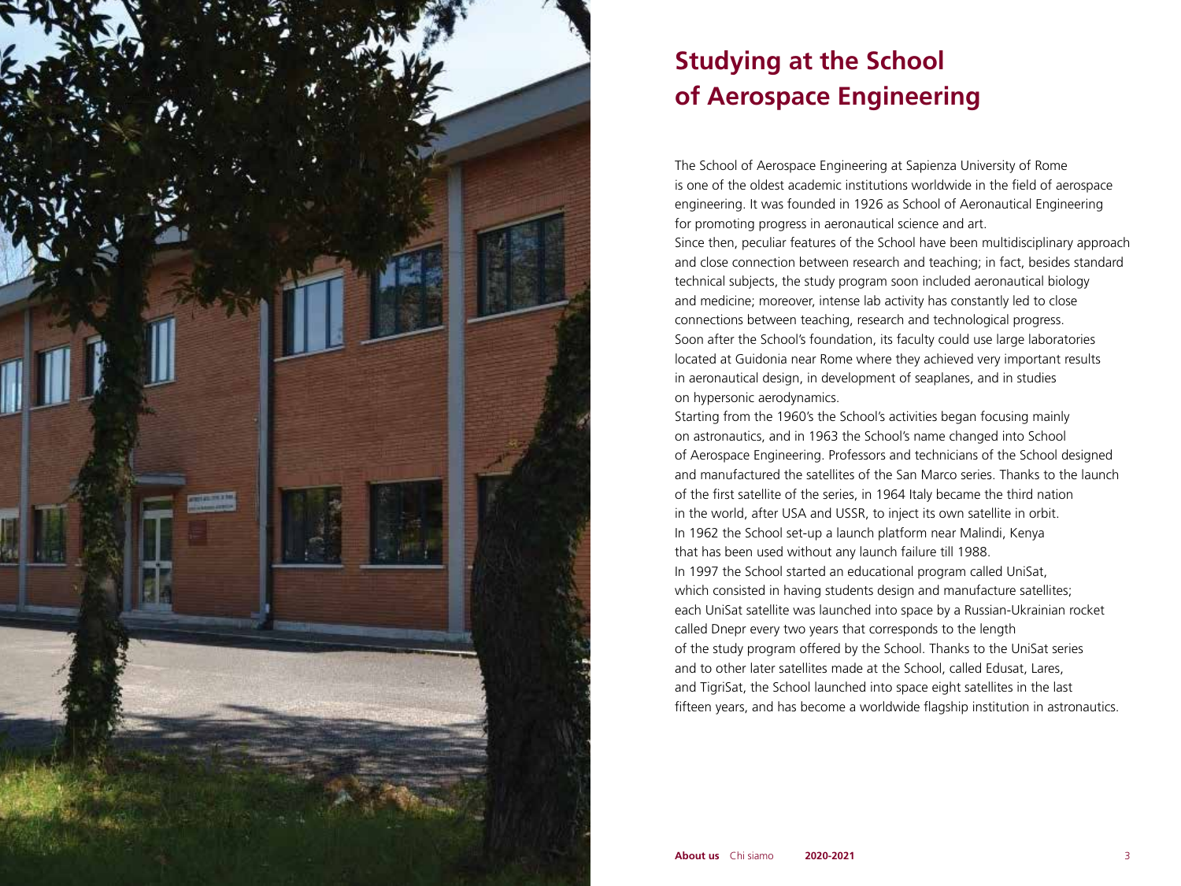# Studying at the School of Aerospace Engineering

The School of Aerospace Engineering at Sapienza University of Rome is one of the oldest academic institutions worldwide in the field of aerospace engineering. It was founded in 1926 as School of Aeronautical Engineering for promoting progress in aeronautical science and art.

Since then, peculiar features of the School have been multidisciplinary approach and close connection between research and teaching; in fact, besides standard technical subjects, the study program soon included aeronautical biology and medicine; moreover, intense lab activity has constantly led to close connections between teaching, research and technological progress.

Soon after the School's foundation, its faculty could use large laboratories located at Guidonia near Rome where they achieved very important results in aeronautical design, in development of seaplanes, and in studies on hypersonic aerodynamics.

Starting from the 1960's the School's activities began focusing mainly on astronautics, and in 1963 the School's name changed into School of Aerospace Engineering. Professors and technicians of the School designed and manufactured the satellites of the San Marco series. Thanks to the launch of the first satellite of the series, in 1964 Italy became the third nation in the world, after USA and USSR, to inject its own satellite in orbit.

In 1962 the School set-up a launch platform near Malindi, Kenya that has been used without any launch failure till 1988.

In 1997 the School started an educational program called UniSat, which consisted in having students design and manufacture satellites; each UniSat satellite was launched into space by a Russian-Ukrainian rocket called Dnepr every two years that corresponds to the length of the study program offered by the School. Thanks to the UniSat series and to other later satellites made at the School, called Edusat, Lares, and TigriSat, the School launched into space eight satellites in the last fifteen years, and has become a worldwide flagship institution in astronautics.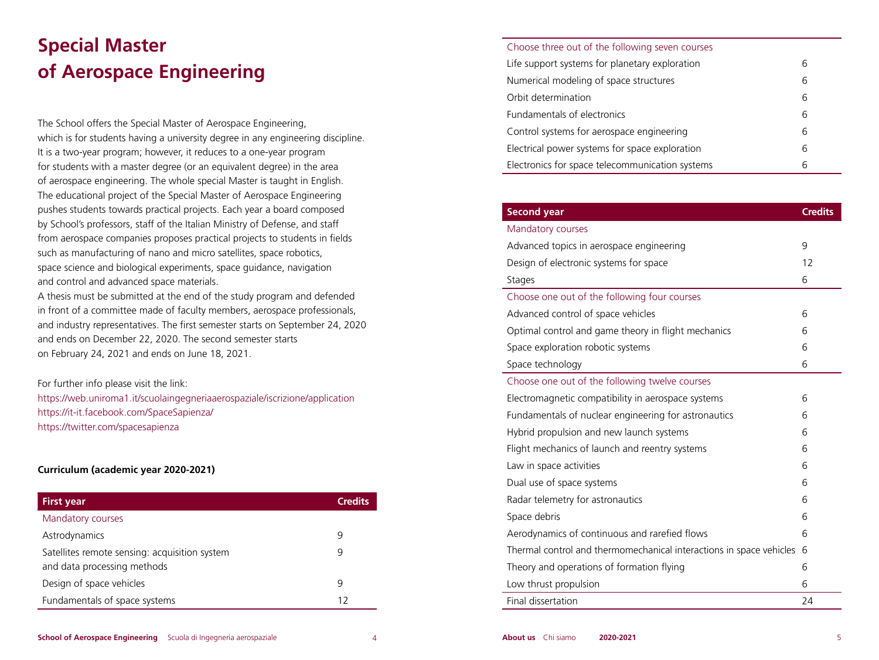# Special Master of Aerospace Engineering

The School offers the Special Master of Aerospace Engineering, which is for students having a university degree in any engineering discipline. It is a two-year program; however, it reduces to a one-year program for students with a master degree (or an equivalent degree) in the area of aerospace engineering. The whole special Master is taught in English. The educational project of the Special Master of Aerospace Engineering pushes students towards practical projects. Each year a board composed by School's professors, staff of the Italian Ministry of Defense, and staff from aerospace companies proposes practical projects to students in fields such as manufacturing of nano and micro satellites, space robotics, space science and biological experiments, space guidance, navigation and control and advanced space materials.
A thesis must be submitted at the end of the study program and defended in front of a committee made of faculty members, aerospace professionals, and industry representatives. The first semester starts on September 24, 2020 and ends on December 22, 2020. The second semester starts on February 24, 2021 and ends on June 18, 2021.

For further info please visit the link:
https://web.uniroma1.it/scuolaingegneriaaerospaziale/iscrizione/application
https://it-it.facebook.com/SpaceSapienza/
https://twitter.com/spacesapienza

**Curriculum (academic year 2020-2021)**

| First year | Credits |
|---|---|
| Mandatory courses | |
| Astrodynamics | 9 |
| Satellites remote sensing: acquisition system and data processing methods | 9 |
| Design of space vehicles | 9 |
| Fundamentals of space systems | 12 |
| Choose three out of the following seven courses | |
| Life support systems for planetary exploration | 6 |
| Numerical modeling of space structures | 6 |
| Orbit determination | 6 |
| Fundamentals of electronics | 6 |
| Control systems for aerospace engineering | 6 |
| Electrical power systems for space exploration | 6 |
| Electronics for space telecommunication systems | 6 |

| Second year | Credits |
|---|---|
| Mandatory courses | |
| Advanced topics in aerospace engineering | 9 |
| Design of electronic systems for space | 12 |
| Stages | 6 |
| Choose one out of the following four courses | |
| Advanced control of space vehicles | 6 |
| Optimal control and game theory in flight mechanics | 6 |
| Space exploration robotic systems | 6 |
| Space technology | 6 |
| Choose one out of the following twelve courses | |
| Electromagnetic compatibility in aerospace systems | 6 |
| Fundamentals of nuclear engineering for astronautics | 6 |
| Hybrid propulsion and new launch systems | 6 |
| Flight mechanics of launch and reentry systems | 6 |
| Law in space activities | 6 |
| Dual use of space systems | 6 |
| Radar telemetry for astronautics | 6 |
| Space debris | 6 |
| Aerodynamics of continuous and rarefied flows | 6 |
| Thermal control and thermomechanical interactions in space vehicles | 6 |
| Theory and operations of formation flying | 6 |
| Low thrust propulsion | 6 |
| Final dissertation | 24 |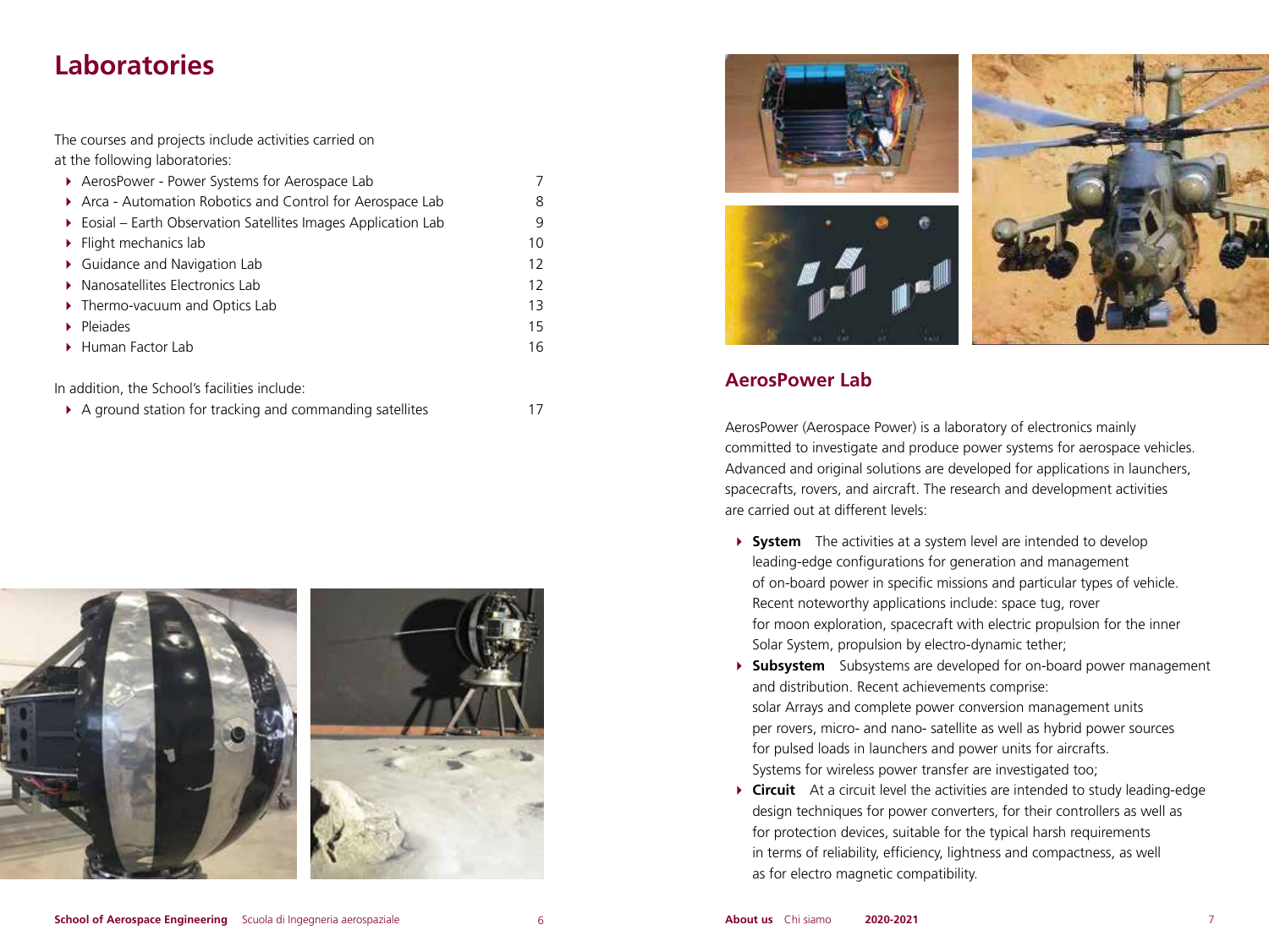# Laboratories

The courses and projects include activities carried on at the following laboratories:

| Laboratory | Page |
| --- | --- |
| AerosPower - Power Systems for Aerospace Lab | 7 |
| Arca - Automation Robotics and Control for Aerospace Lab | 8 |
| Eosial – Earth Observation Satellites Images Application Lab | 9 |
| Flight mechanics lab | 10 |
| Guidance and Navigation Lab | 12 |
| Nanosatellites Electronics Lab | 12 |
| Thermo-vacuum and Optics Lab | 13 |
| Pleiades | 15 |
| Human Factor Lab | 16 |

In addition, the School's facilities include:

| Facility | Page |
| --- | --- |
| A ground station for tracking and commanding satellites | 17 |

## AerosPower Lab

AerosPower (Aerospace Power) is a laboratory of electronics mainly committed to investigate and produce power systems for aerospace vehicles. Advanced and original solutions are developed for applications in launchers, spacecrafts, rovers, and aircraft. The research and development activities are carried out at different levels:

- **System** The activities at a system level are intended to develop leading-edge configurations for generation and management of on-board power in specific missions and particular types of vehicle. Recent noteworthy applications include: space tug, rover for moon exploration, spacecraft with electric propulsion for the inner Solar System, propulsion by electro-dynamic tether;
- **Subsystem** Subsystems are developed for on-board power management and distribution. Recent achievements comprise: solar Arrays and complete power conversion management units per rovers, micro- and nano- satellite as well as hybrid power sources for pulsed loads in launchers and power units for aircrafts. Systems for wireless power transfer are investigated too;
- **Circuit** At a circuit level the activities are intended to study leading-edge design techniques for power converters, for their controllers as well as for protection devices, suitable for the typical harsh requirements in terms of reliability, efficiency, lightness and compactness, as well as for electro magnetic compatibility.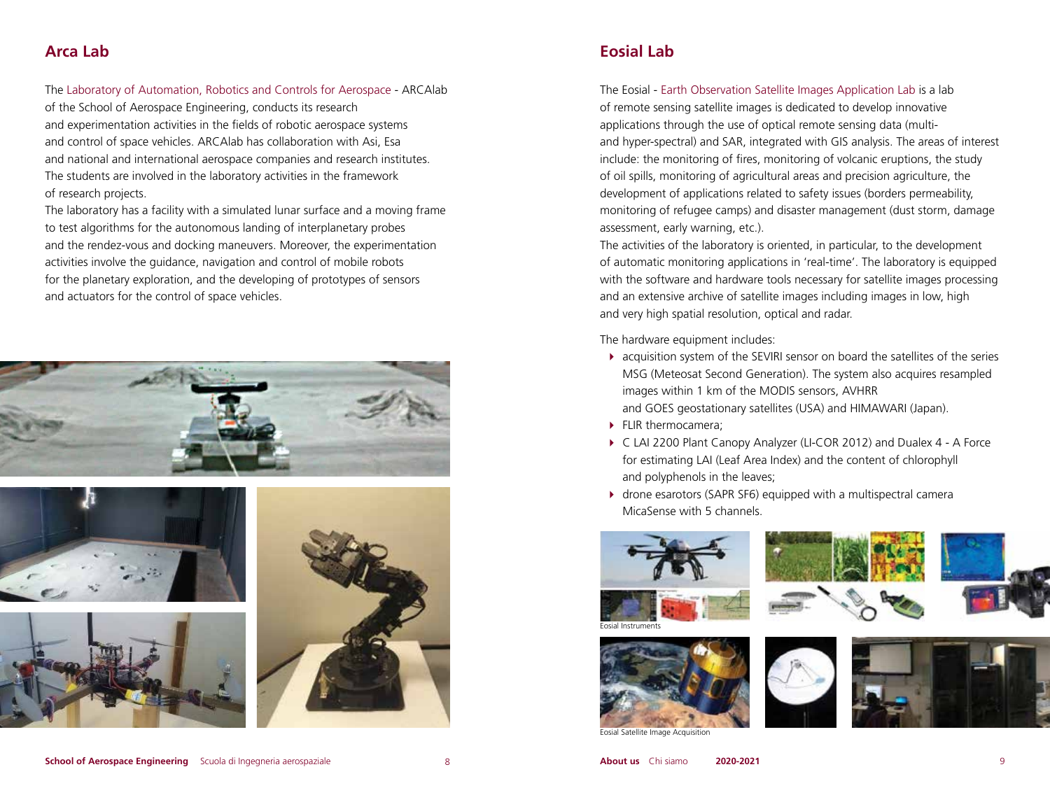## Arca Lab

The Laboratory of Automation, Robotics and Controls for Aerospace - ARCAlab of the School of Aerospace Engineering, conducts its research and experimentation activities in the fields of robotic aerospace systems and control of space vehicles. ARCAlab has collaboration with Asi, Esa and national and international aerospace companies and research institutes. The students are involved in the laboratory activities in the framework of research projects.
The laboratory has a facility with a simulated lunar surface and a moving frame to test algorithms for the autonomous landing of interplanetary probes and the rendez-vous and docking maneuvers. Moreover, the experimentation activities involve the guidance, navigation and control of mobile robots for the planetary exploration, and the developing of prototypes of sensors and actuators for the control of space vehicles.

## Eosial Lab

The Eosial - Earth Observation Satellite Images Application Lab is a lab of remote sensing satellite images is dedicated to develop innovative applications through the use of optical remote sensing data (multi- and hyper-spectral) and SAR, integrated with GIS analysis. The areas of interest include: the monitoring of fires, monitoring of volcanic eruptions, the study of oil spills, monitoring of agricultural areas and precision agriculture, the development of applications related to safety issues (borders permeability, monitoring of refugee camps) and disaster management (dust storm, damage assessment, early warning, etc.).
The activities of the laboratory is oriented, in particular, to the development of automatic monitoring applications in 'real-time'. The laboratory is equipped with the software and hardware tools necessary for satellite images processing and an extensive archive of satellite images including images in low, high and very high spatial resolution, optical and radar.

The hardware equipment includes:

- acquisition system of the SEVIRI sensor on board the satellites of the series MSG (Meteosat Second Generation). The system also acquires resampled images within 1 km of the MODIS sensors, AVHRR and GOES geostationary satellites (USA) and HIMAWARI (Japan).
- FLIR thermocamera;
- C LAI 2200 Plant Canopy Analyzer (LI-COR 2012) and Dualex 4 - A Force for estimating LAI (Leaf Area Index) and the content of chlorophyll and polyphenols in the leaves;
- drone esarotors (SAPR SF6) equipped with a multispectral camera MicaSense with 5 channels.

Eosial Instruments

Eosial Satellite Image Acquisition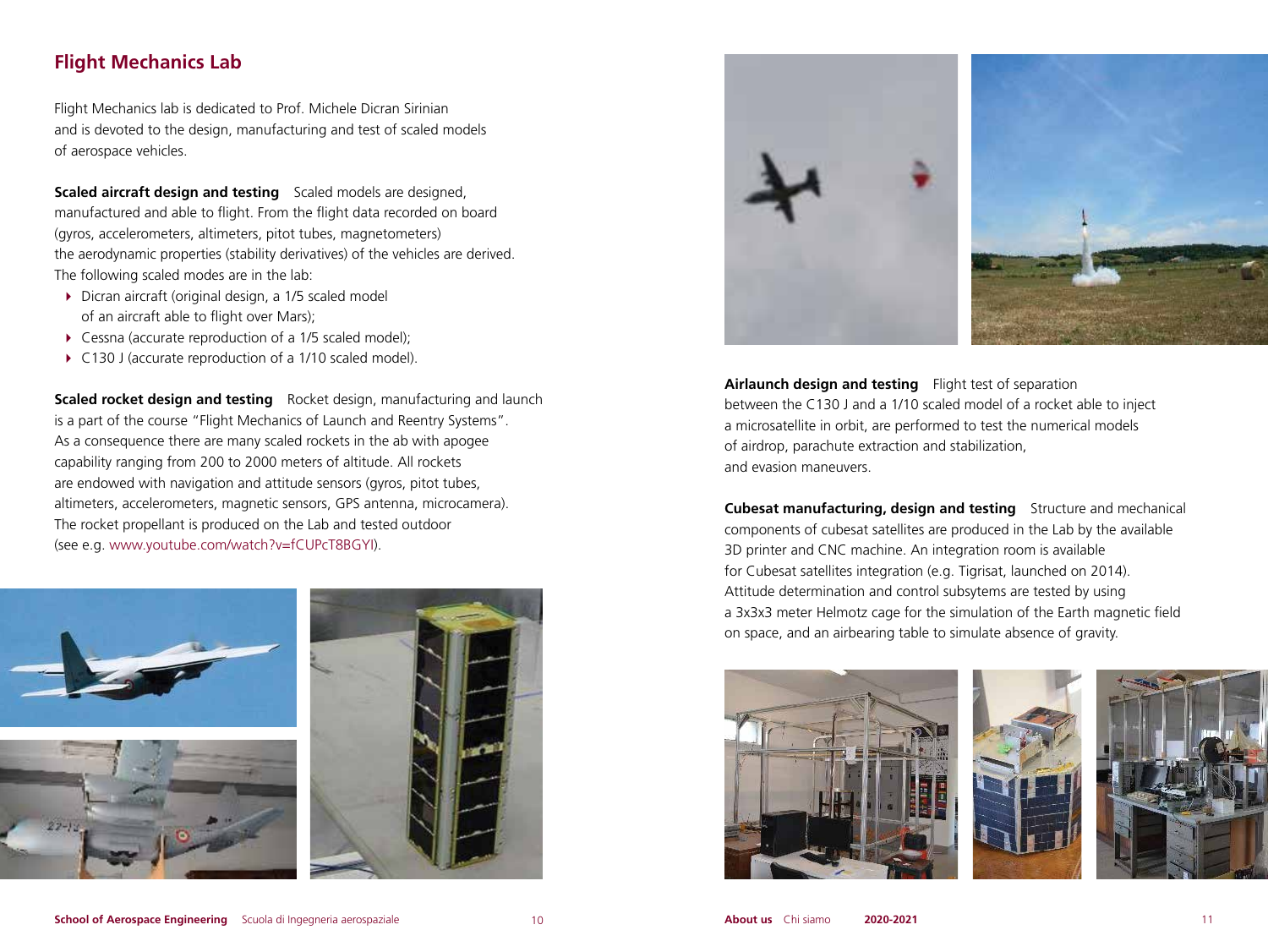## Flight Mechanics Lab

Flight Mechanics lab is dedicated to Prof. Michele Dicran Sirinian and is devoted to the design, manufacturing and test of scaled models of aerospace vehicles.

**Scaled aircraft design and testing** Scaled models are designed, manufactured and able to flight. From the flight data recorded on board (gyros, accelerometers, altimeters, pitot tubes, magnetometers) the aerodynamic properties (stability derivatives) of the vehicles are derived. The following scaled modes are in the lab:

- Dicran aircraft (original design, a 1/5 scaled model of an aircraft able to flight over Mars);
- Cessna (accurate reproduction of a 1/5 scaled model);
- C130 J (accurate reproduction of a 1/10 scaled model).

**Scaled rocket design and testing** Rocket design, manufacturing and launch is a part of the course "Flight Mechanics of Launch and Reentry Systems". As a consequence there are many scaled rockets in the ab with apogee capability ranging from 200 to 2000 meters of altitude. All rockets are endowed with navigation and attitude sensors (gyros, pitot tubes, altimeters, accelerometers, magnetic sensors, GPS antenna, microcamera). The rocket propellant is produced on the Lab and tested outdoor (see e.g. www.youtube.com/watch?v=fCUPcT8BGYI).

**Airlaunch design and testing** Flight test of separation between the C130 J and a 1/10 scaled model of a rocket able to inject a microsatellite in orbit, are performed to test the numerical models of airdrop, parachute extraction and stabilization, and evasion maneuvers.

**Cubesat manufacturing, design and testing** Structure and mechanical components of cubesat satellites are produced in the Lab by the available 3D printer and CNC machine. An integration room is available for Cubesat satellites integration (e.g. Tigrisat, launched on 2014). Attitude determination and control subsytems are tested by using a 3x3x3 meter Helmotz cage for the simulation of the Earth magnetic field on space, and an airbearing table to simulate absence of gravity.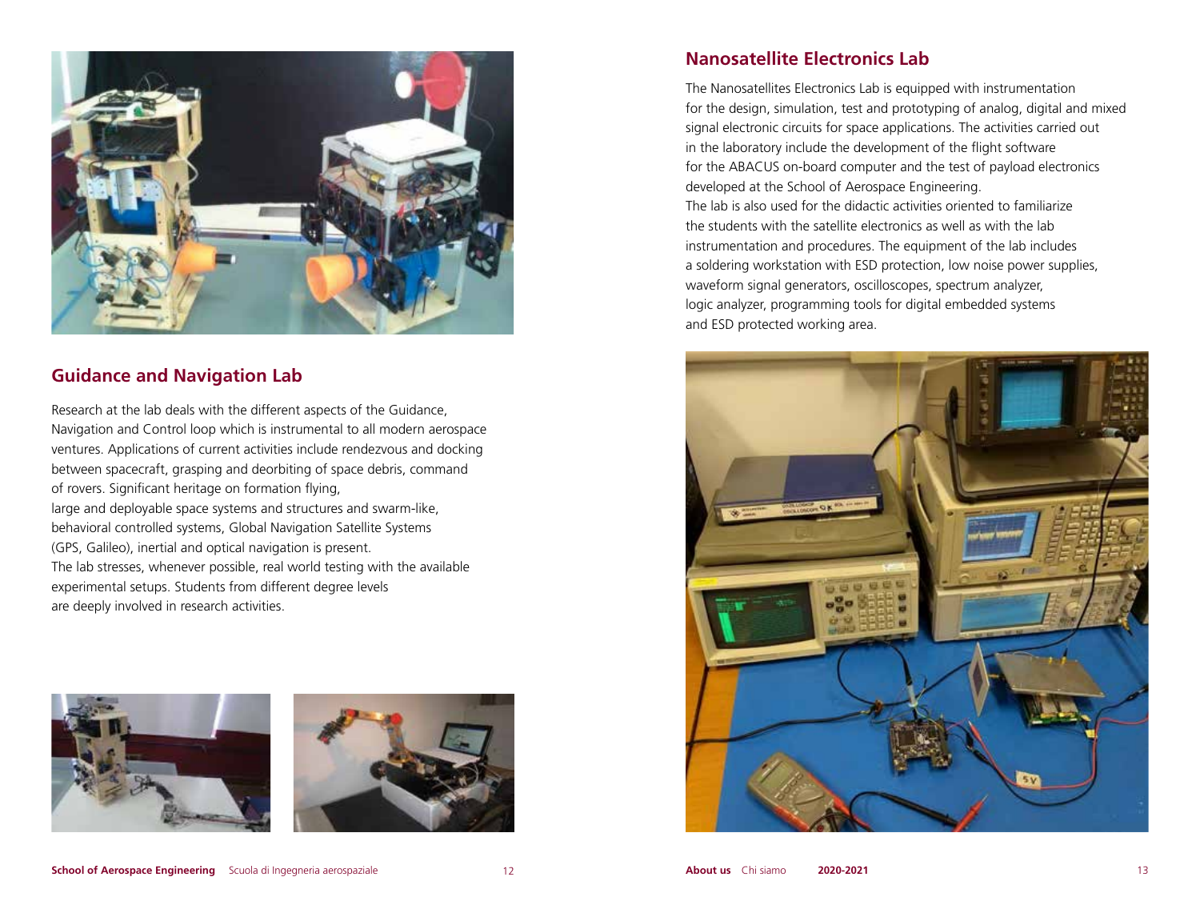## Guidance and Navigation Lab

Research at the lab deals with the different aspects of the Guidance, Navigation and Control loop which is instrumental to all modern aerospace ventures. Applications of current activities include rendezvous and docking between spacecraft, grasping and deorbiting of space debris, command of rovers. Significant heritage on formation flying, large and deployable space systems and structures and swarm-like, behavioral controlled systems, Global Navigation Satellite Systems (GPS, Galileo), inertial and optical navigation is present. The lab stresses, whenever possible, real world testing with the available experimental setups. Students from different degree levels are deeply involved in research activities.

## Nanosatellite Electronics Lab

The Nanosatellites Electronics Lab is equipped with instrumentation for the design, simulation, test and prototyping of analog, digital and mixed signal electronic circuits for space applications. The activities carried out in the laboratory include the development of the flight software for the ABACUS on-board computer and the test of payload electronics developed at the School of Aerospace Engineering. The lab is also used for the didactic activities oriented to familiarize the students with the satellite electronics as well as with the lab instrumentation and procedures. The equipment of the lab includes a soldering workstation with ESD protection, low noise power supplies, waveform signal generators, oscilloscopes, spectrum analyzer, logic analyzer, programming tools for digital embedded systems and ESD protected working area.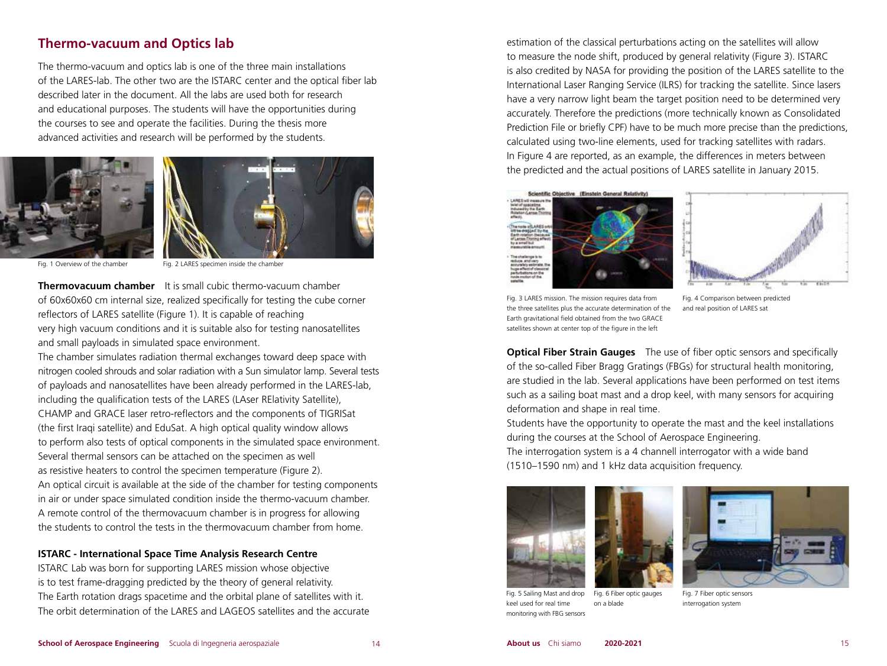## Thermo-vacuum and Optics lab

The thermo-vacuum and optics lab is one of the three main installations of the LARES-lab. The other two are the ISTARC center and the optical fiber lab described later in the document. All the labs are used both for research and educational purposes. The students will have the opportunities during the courses to see and operate the facilities. During the thesis more advanced activities and research will be performed by the students.

Fig. 1 Overview of the chamber

Fig. 2 LARES specimen inside the chamber

**Thermovacuum chamber** It is small cubic thermo-vacuum chamber of 60x60x60 cm internal size, realized specifically for testing the cube corner reflectors of LARES satellite (Figure 1). It is capable of reaching very high vacuum conditions and it is suitable also for testing nanosatellites and small payloads in simulated space environment.

The chamber simulates radiation thermal exchanges toward deep space with nitrogen cooled shrouds and solar radiation with a Sun simulator lamp. Several tests of payloads and nanosatellites have been already performed in the LARES-lab, including the qualification tests of the LARES (LAser RElativity Satellite), CHAMP and GRACE laser retro-reflectors and the components of TIGRISat (the first Iraqi satellite) and EduSat. A high optical quality window allows to perform also tests of optical components in the simulated space environment. Several thermal sensors can be attached on the specimen as well as resistive heaters to control the specimen temperature (Figure 2).

An optical circuit is available at the side of the chamber for testing components in air or under space simulated condition inside the thermo-vacuum chamber. A remote control of the thermovacuum chamber is in progress for allowing the students to control the tests in the thermovacuum chamber from home.

### ISTARC - International Space Time Analysis Research Centre

ISTARC Lab was born for supporting LARES mission whose objective is to test frame-dragging predicted by the theory of general relativity. The Earth rotation drags spacetime and the orbital plane of satellites with it. The orbit determination of the LARES and LAGEOS satellites and the accurate estimation of the classical perturbations acting on the satellites will allow to measure the node shift, produced by general relativity (Figure 3). ISTARC is also credited by NASA for providing the position of the LARES satellite to the International Laser Ranging Service (ILRS) for tracking the satellite. Since lasers have a very narrow light beam the target position need to be determined very accurately. Therefore the predictions (more technically known as Consolidated Prediction File or briefly CPF) have to be much more precise than the predictions, calculated using two-line elements, used for tracking satellites with radars. In Figure 4 are reported, as an example, the differences in meters between the predicted and the actual positions of LARES satellite in January 2015.

Fig. 3 LARES mission. The mission requires data from the three satellites plus the accurate determination of the Earth gravitational field obtained from the two GRACE satellites shown at center top of the figure in the left

Fig. 4 Comparison between predicted and real position of LARES sat

**Optical Fiber Strain Gauges** The use of fiber optic sensors and specifically of the so-called Fiber Bragg Gratings (FBGs) for structural health monitoring, are studied in the lab. Several applications have been performed on test items such as a sailing boat mast and a drop keel, with many sensors for acquiring deformation and shape in real time.

Students have the opportunity to operate the mast and the keel installations during the courses at the School of Aerospace Engineering.

The interrogation system is a 4 channell interrogator with a wide band (1510–1590 nm) and 1 kHz data acquisition frequency.

Fig. 5 Sailing Mast and drop keel used for real time monitoring with FBG sensors

Fig. 6 Fiber optic gauges on a blade

Fig. 7 Fiber optic sensors interrogation system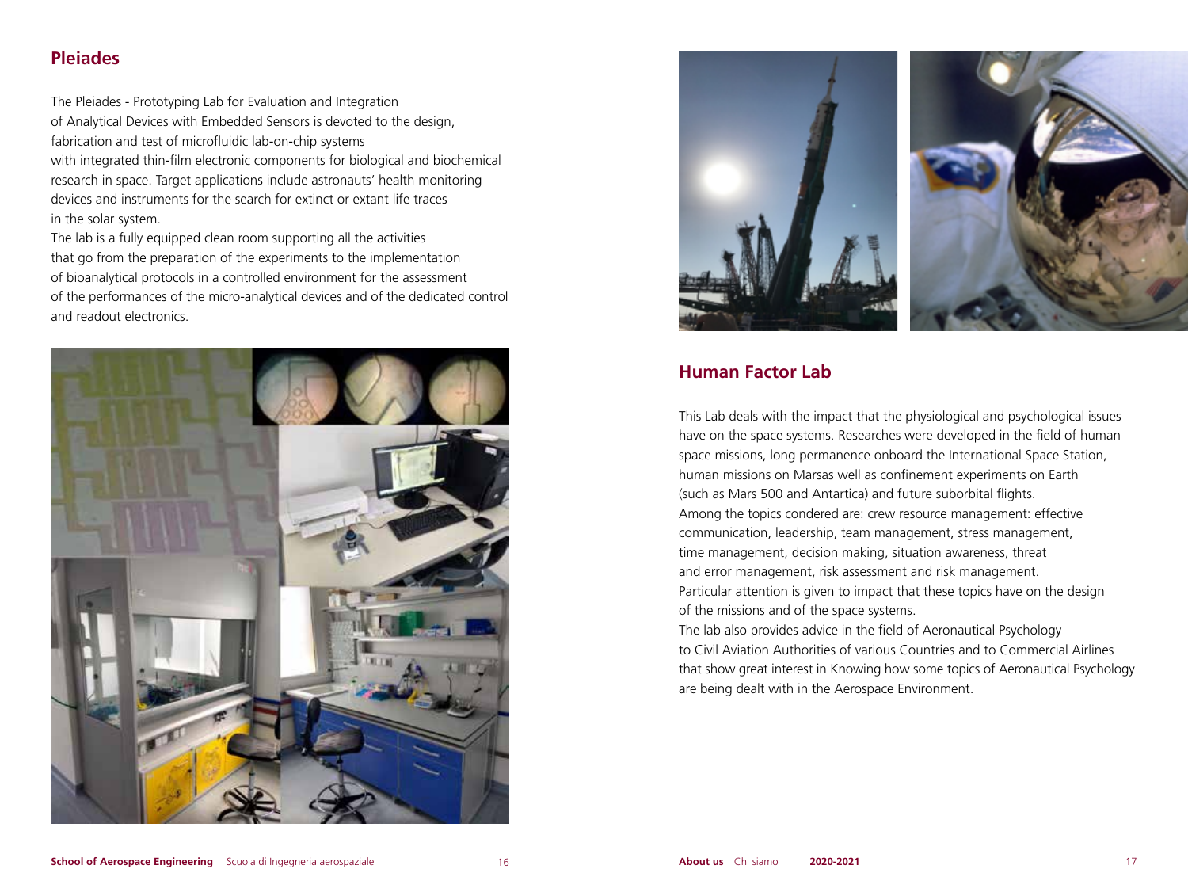## Pleiades

The Pleiades - Prototyping Lab for Evaluation and Integration of Analytical Devices with Embedded Sensors is devoted to the design, fabrication and test of microfluidic lab-on-chip systems with integrated thin-film electronic components for biological and biochemical research in space. Target applications include astronauts' health monitoring devices and instruments for the search for extinct or extant life traces in the solar system.
The lab is a fully equipped clean room supporting all the activities that go from the preparation of the experiments to the implementation of bioanalytical protocols in a controlled environment for the assessment of the performances of the micro-analytical devices and of the dedicated control and readout electronics.

## Human Factor Lab

This Lab deals with the impact that the physiological and psychological issues have on the space systems. Researches were developed in the field of human space missions, long permanence onboard the International Space Station, human missions on Marsas well as confinement experiments on Earth (such as Mars 500 and Antartica) and future suborbital flights.
Among the topics condered are: crew resource management: effective communication, leadership, team management, stress management, time management, decision making, situation awareness, threat and error management, risk assessment and risk management.
Particular attention is given to impact that these topics have on the design of the missions and of the space systems.
The lab also provides advice in the field of Aeronautical Psychology to Civil Aviation Authorities of various Countries and to Commercial Airlines that show great interest in Knowing how some topics of Aeronautical Psychology are being dealt with in the Aerospace Environment.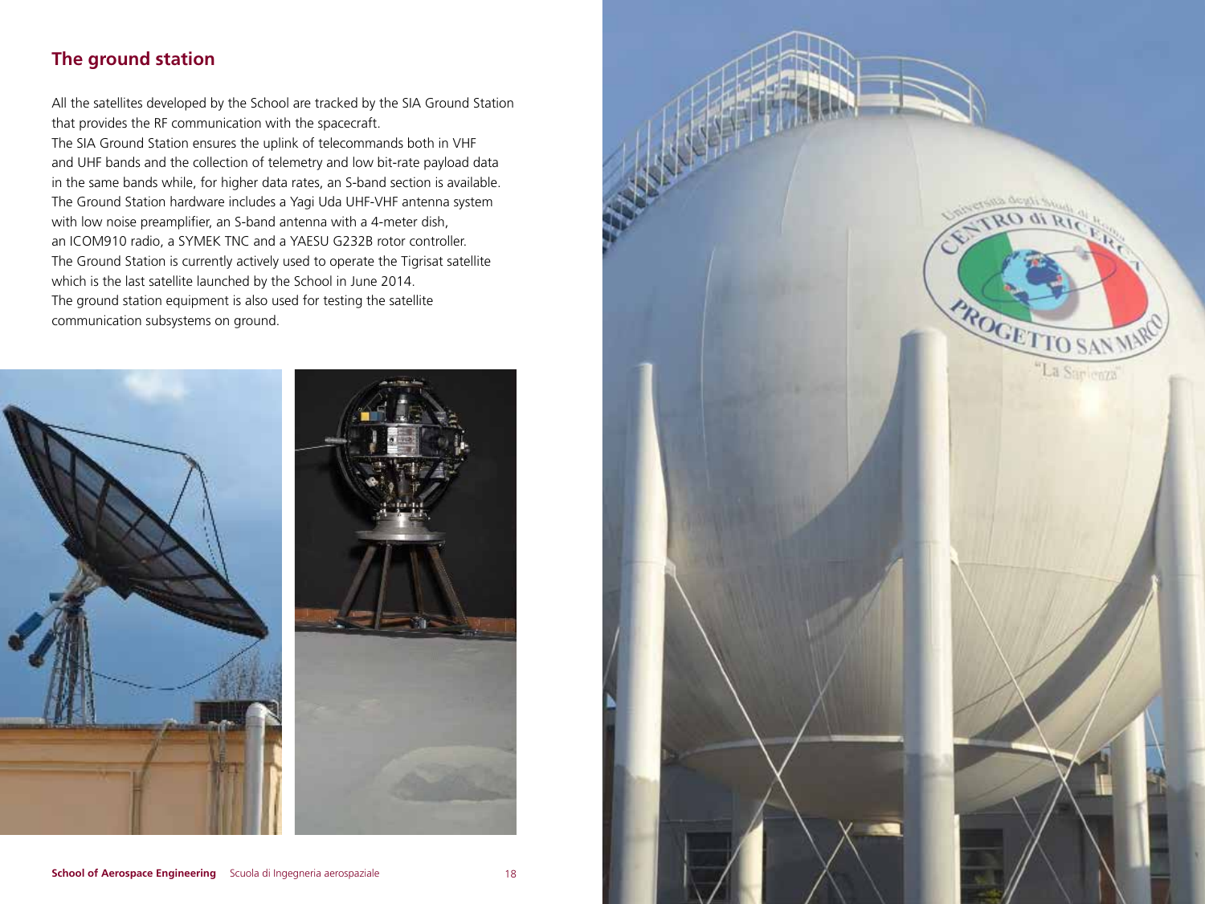## The ground station

All the satellites developed by the School are tracked by the SIA Ground Station that provides the RF communication with the spacecraft.
The SIA Ground Station ensures the uplink of telecommands both in VHF and UHF bands and the collection of telemetry and low bit-rate payload data in the same bands while, for higher data rates, an S-band section is available.
The Ground Station hardware includes a Yagi Uda UHF-VHF antenna system with low noise preamplifier, an S-band antenna with a 4-meter dish, an ICOM910 radio, a SYMEK TNC and a YAESU G232B rotor controller.
The Ground Station is currently actively used to operate the Tigrisat satellite which is the last satellite launched by the School in June 2014.
The ground station equipment is also used for testing the satellite communication subsystems on ground.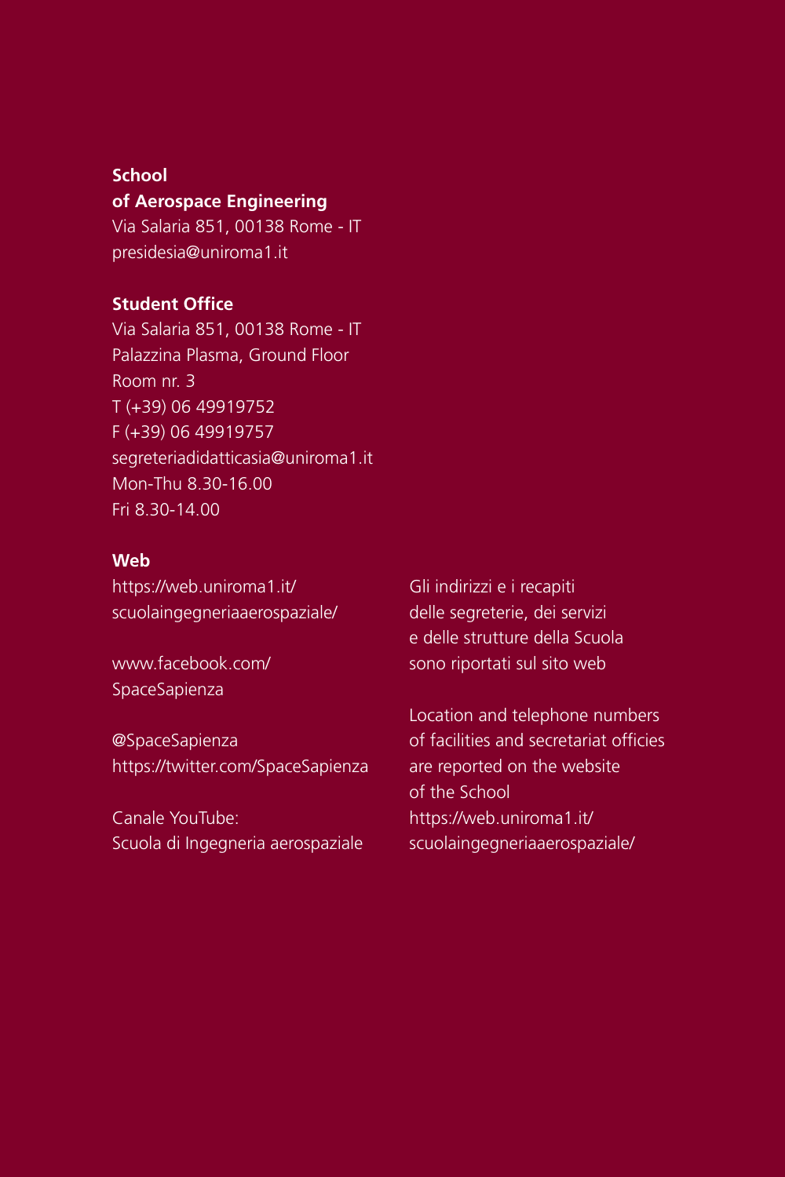**School**
**of Aerospace Engineering**
Via Salaria 851, 00138 Rome - IT
presidesia@uniroma1.it

**Student Office**
Via Salaria 851, 00138 Rome - IT
Palazzina Plasma, Ground Floor
Room nr. 3
T (+39) 06 49919752
F (+39) 06 49919757
segreteriadidatticasia@uniroma1.it
Mon-Thu 8.30-16.00
Fri 8.30-14.00

**Web**
https://web.uniroma1.it/scuolaingegneriaaerospaziale/

www.facebook.com/SpaceSapienza

@SpaceSapienza
https://twitter.com/SpaceSapienza

Canale YouTube:
Scuola di Ingegneria aerospaziale

Gli indirizzi e i recapiti delle segreterie, dei servizi e delle strutture della Scuola sono riportati sul sito web

Location and telephone numbers of facilities and secretariat offices are reported on the website of the School
https://web.uniroma1.it/scuolaingegneriaaerospaziale/